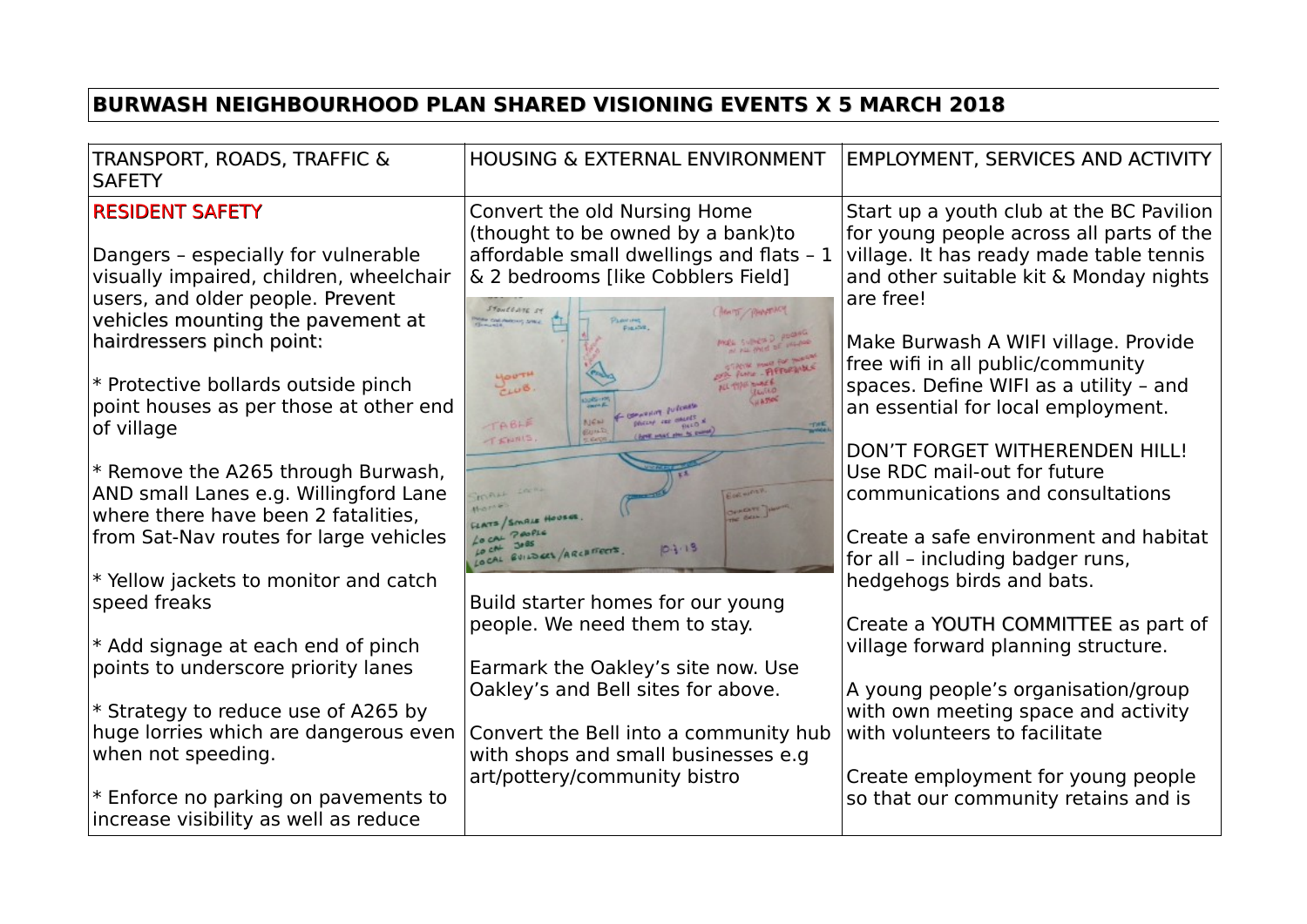**BURWASH NEIGHBOURHOOD PLAN SHARED VISIONING EVENTS X 5 MARCH 2018**

| TRANSPORT, ROADS, TRAFFIC & SAFETY | HOUSING & EXTERNAL ENVIRONMENT | EMPLOYMENT, SERVICES AND ACTIVITY |
|---|---|---|
| RESIDENT SAFETY<br><br>Dangers – especially for vulnerable visually impaired, children, wheelchair users, and older people. Prevent vehicles mounting the pavement at hairdressers pinch point:<br><br>* Protective bollards outside pinch point houses as per those at other end of village<br><br>* Remove the A265 through Burwash, AND small Lanes e.g. Willingford Lane where there have been 2 fatalities, from Sat-Nav routes for large vehicles<br><br>* Yellow jackets to monitor and catch speed freaks<br><br>* Add signage at each end of pinch points to underscore priority lanes<br><br>* Strategy to reduce use of A265 by huge lorries which are dangerous even when not speeding.<br><br>* Enforce no parking on pavements to increase visibility as well as reduce | Convert the old Nursing Home (thought to be owned by a bank)to affordable small dwellings and flats – 1 & 2 bedrooms [like Cobblers Field]<br><br>Build starter homes for our young people. We need them to stay.<br><br>Earmark the Oakley's site now. Use Oakley's and Bell sites for above.<br><br>Convert the Bell into a community hub with shops and small businesses e.g art/pottery/community bistro | Start up a youth club at the BC Pavilion for young people across all parts of the village. It has ready made table tennis and other suitable kit & Monday nights are free!<br><br>Make Burwash A WIFI village. Provide free wifi in all public/community spaces. Define WIFI as a utility – and an essential for local employment.<br><br>DON'T FORGET WITHERENDEN HILL! Use RDC mail-out for future communications and consultations<br><br>Create a safe environment and habitat for all – including badger runs, hedgehogs birds and bats.<br><br>Create a YOUTH COMMITTEE as part of village forward planning structure.<br><br>A young people's organisation/group with own meeting space and activity with volunteers to facilitate<br><br>Create employment for young people so that our community retains and is |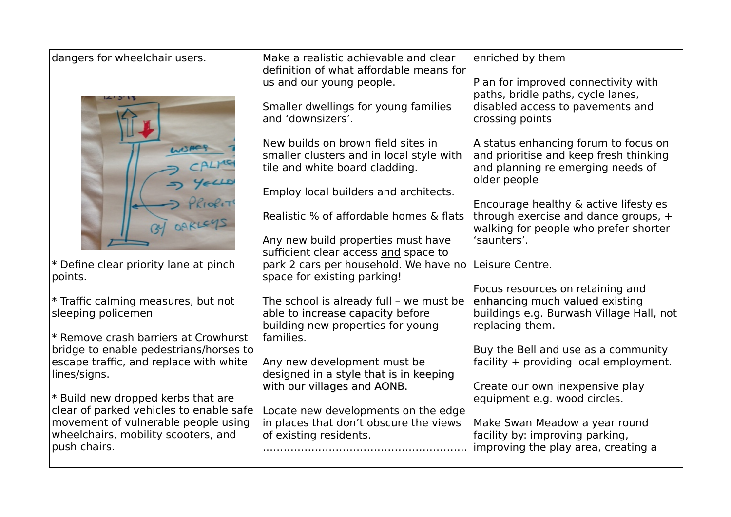| | | |
|---|---|---|
| dangers for wheelchair users.<br><br>* Define clear priority lane at pinch points.<br><br>* Traffic calming measures, but not sleeping policemen<br><br>* Remove crash barriers at Crowhurst bridge to enable pedestrians/horses to escape traffic, and replace with white lines/signs.<br><br>* Build new dropped kerbs that are clear of parked vehicles to enable safe movement of vulnerable people using wheelchairs, mobility scooters, and push chairs. | Make a realistic achievable and clear definition of what affordable means for us and our young people.<br><br>Smaller dwellings for young families and 'downsizers'.<br><br>New builds on brown field sites in smaller clusters and in local style with tile and white board cladding.<br><br>Employ local builders and architects.<br><br>Realistic % of affordable homes & flats<br><br>Any new build properties must have sufficient clear access <u>and</u> space to park 2 cars per household. We have no space for existing parking!<br><br>The school is already full – we must be able to increase capacity before building new properties for young families.<br><br>Any new development must be designed in a style that is in keeping with our villages and AONB.<br><br>Locate new developments on the edge in places that don't obscure the views of existing residents.<br>………………………………………………… | enriched by them<br><br>Plan for improved connectivity with paths, bridle paths, cycle lanes, disabled access to pavements and crossing points<br><br>A status enhancing forum to focus on and prioritise and keep fresh thinking and planning re emerging needs of older people<br><br>Encourage healthy & active lifestyles through exercise and dance groups, + walking for people who prefer shorter 'saunters'.<br><br>Leisure Centre.<br><br>Focus resources on retaining and enhancing much valued existing buildings e.g. Burwash Village Hall, not replacing them.<br><br>Buy the Bell and use as a community facility + providing local employment.<br><br>Create our own inexpensive play equipment e.g. wood circles.<br><br>Make Swan Meadow a year round facility by: improving parking, improving the play area, creating a |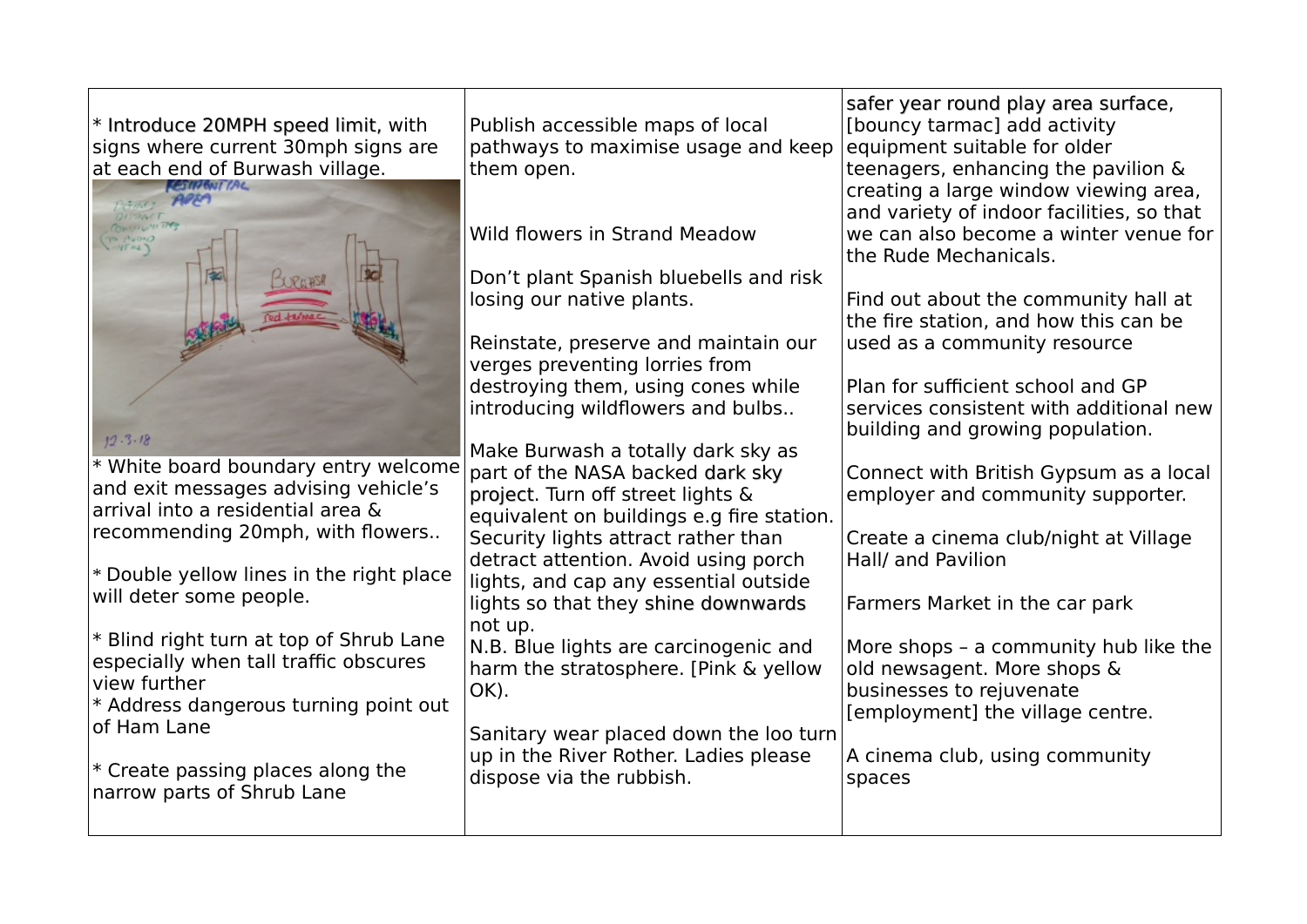| | | |
|---|---|---|
| * Introduce 20MPH speed limit, with signs where current 30mph signs are at each end of Burwash village.<br><br>* White board boundary entry welcome and exit messages advising vehicle's arrival into a residential area & recommending 20mph, with flowers..<br><br>* Double yellow lines in the right place will deter some people.<br><br>* Blind right turn at top of Shrub Lane especially when tall traffic obscures view further<br>* Address dangerous turning point out of Ham Lane<br><br>* Create passing places along the narrow parts of Shrub Lane | Publish accessible maps of local pathways to maximise usage and keep them open.<br><br>Wild flowers in Strand Meadow<br><br>Don't plant Spanish bluebells and risk losing our native plants.<br><br>Reinstate, preserve and maintain our verges preventing lorries from destroying them, using cones while introducing wildflowers and bulbs..<br><br>Make Burwash a totally dark sky as part of the NASA backed dark sky project. Turn off street lights & equivalent on buildings e.g fire station. Security lights attract rather than detract attention. Avoid using porch lights, and cap any essential outside lights so that they shine downwards not up.<br>N.B. Blue lights are carcinogenic and harm the stratosphere. [Pink & yellow OK).<br><br>Sanitary wear placed down the loo turn up in the River Rother. Ladies please dispose via the rubbish. | safer year round play area surface, [bouncy tarmac] add activity equipment suitable for older teenagers, enhancing the pavilion & creating a large window viewing area, and variety of indoor facilities, so that we can also become a winter venue for the Rude Mechanicals.<br><br>Find out about the community hall at the fire station, and how this can be used as a community resource<br><br>Plan for sufficient school and GP services consistent with additional new building and growing population.<br><br>Connect with British Gypsum as a local employer and community supporter.<br><br>Create a cinema club/night at Village Hall/ and Pavilion<br><br>Farmers Market in the car park<br><br>More shops – a community hub like the old newsagent. More shops & businesses to rejuvenate [employment] the village centre.<br><br>A cinema club, using community spaces |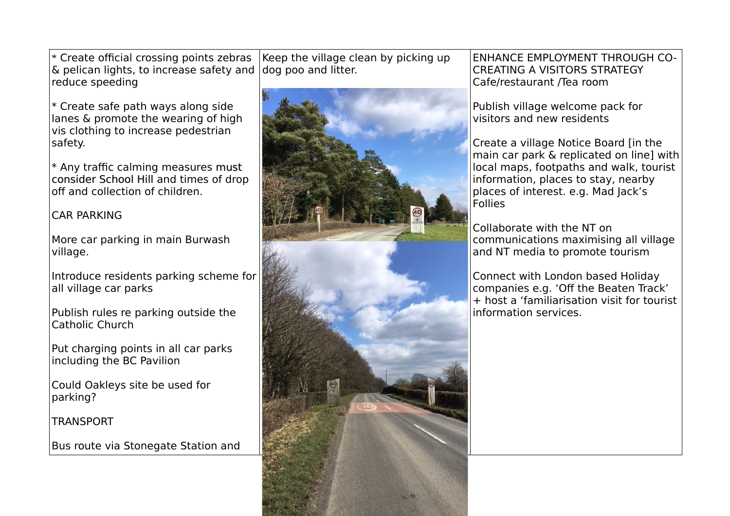| | | |
|---|---|---|
| * Create official crossing points zebras & pelican lights, to increase safety and reduce speeding<br><br>* Create safe path ways along side lanes & promote the wearing of high vis clothing to increase pedestrian safety.<br><br>* Any traffic calming measures must consider School Hill and times of drop off and collection of children.<br><br>CAR PARKING<br><br>More car parking in main Burwash village.<br><br>Introduce residents parking scheme for all village car parks<br><br>Publish rules re parking outside the Catholic Church<br><br>Put charging points in all car parks including the BC Pavilion<br><br>Could Oakleys site be used for parking?<br><br>TRANSPORT<br><br>Bus route via Stonegate Station and | Keep the village clean by picking up dog poo and litter. | ENHANCE EMPLOYMENT THROUGH CO-CREATING A VISITORS STRATEGY Cafe/restaurant /Tea room<br><br>Publish village welcome pack for visitors and new residents<br><br>Create a village Notice Board [in the main car park & replicated on line] with local maps, footpaths and walk, tourist information, places to stay, nearby places of interest. e.g. Mad Jack's Follies<br><br>Collaborate with the NT on communications maximising all village and NT media to promote tourism<br><br>Connect with London based Holiday companies e.g. 'Off the Beaten Track' + host a 'familiarisation visit for tourist information services. |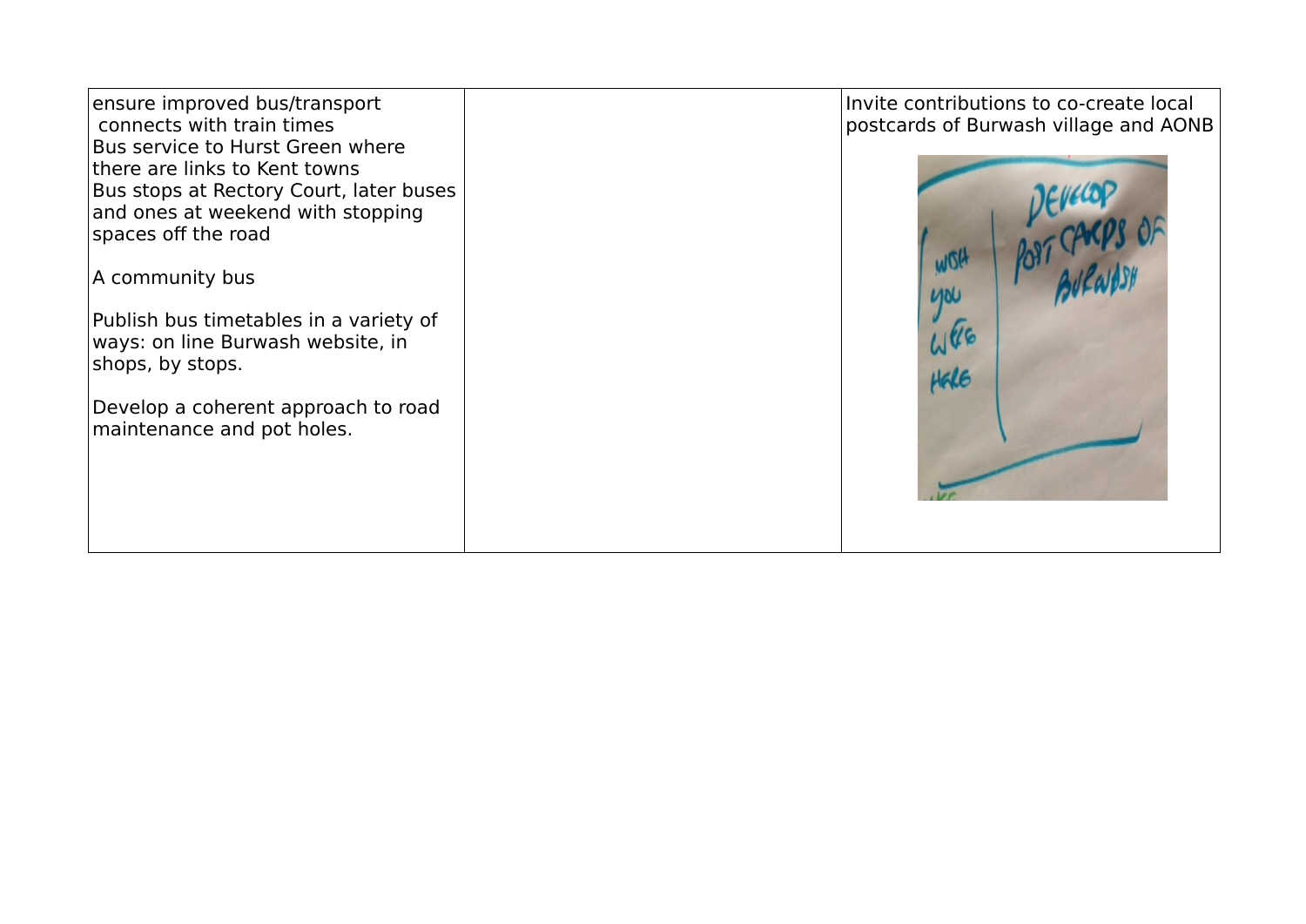| | | |
|---|---|---|
| ensure improved bus/transport connects with train times<br>Bus service to Hurst Green where there are links to Kent towns<br>Bus stops at Rectory Court, later buses and ones at weekend with stopping spaces off the road<br><br>A community bus<br><br>Publish bus timetables in a variety of ways: on line Burwash website, in shops, by stops.<br><br>Develop a coherent approach to road maintenance and pot holes. | | Invite contributions to co-create local postcards of Burwash village and AONB |